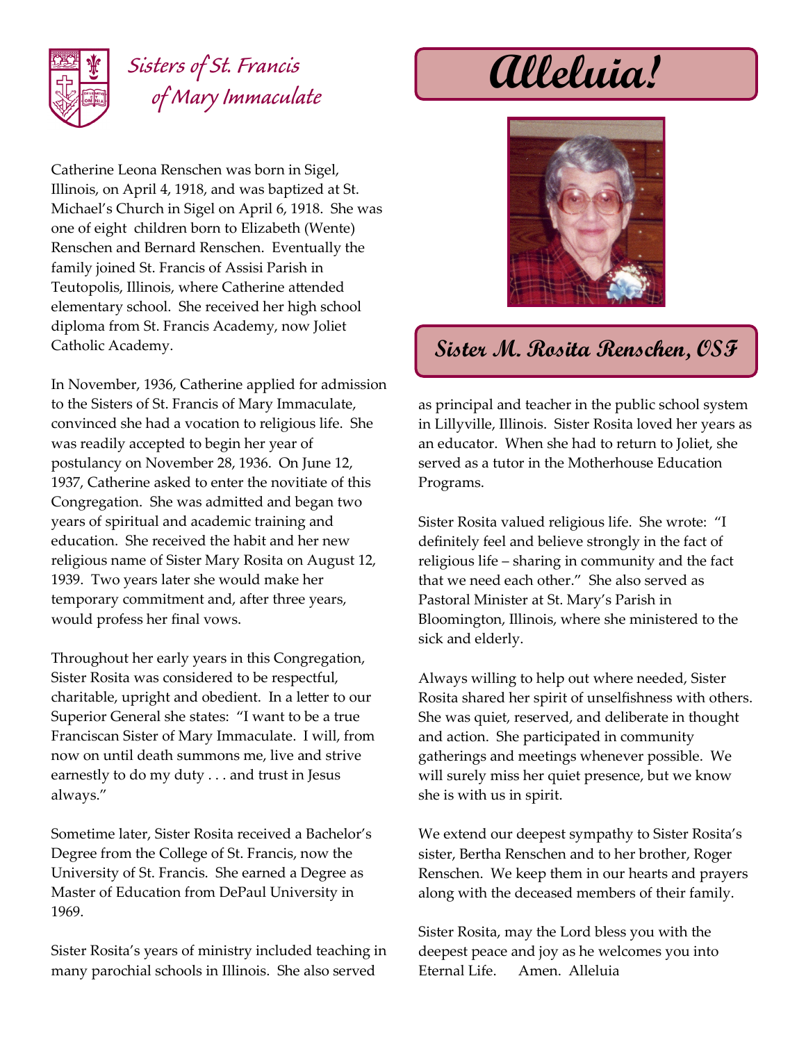Sisters of St. Francis of Mary Immaculate

# Alleluia!

## Sister M. Rosita Renschen, OSF

Catherine Leona Renschen was born in Sigel, Illinois, on April 4, 1918, and was baptized at St. Michael's Church in Sigel on April 6, 1918. She was one of eight children born to Elizabeth (Wente) Renschen and Bernard Renschen. Eventually the family joined St. Francis of Assisi Parish in Teutopolis, Illinois, where Catherine attended elementary school. She received her high school diploma from St. Francis Academy, now Joliet Catholic Academy.

In November, 1936, Catherine applied for admission to the Sisters of St. Francis of Mary Immaculate, convinced she had a vocation to religious life. She was readily accepted to begin her year of postulancy on November 28, 1936. On June 12, 1937, Catherine asked to enter the novitiate of this Congregation. She was admitted and began two years of spiritual and academic training and education. She received the habit and her new religious name of Sister Mary Rosita on August 12, 1939. Two years later she would make her temporary commitment and, after three years, would profess her final vows.

Throughout her early years in this Congregation, Sister Rosita was considered to be respectful, charitable, upright and obedient. In a letter to our Superior General she states: "I want to be a true Franciscan Sister of Mary Immaculate. I will, from now on until death summons me, live and strive earnestly to do my duty . . . and trust in Jesus always."

Sometime later, Sister Rosita received a Bachelor's Degree from the College of St. Francis, now the University of St. Francis. She earned a Degree as Master of Education from DePaul University in 1969.

Sister Rosita's years of ministry included teaching in many parochial schools in Illinois. She also served as principal and teacher in the public school system in Lillyville, Illinois. Sister Rosita loved her years as an educator. When she had to return to Joliet, she served as a tutor in the Motherhouse Education Programs.

Sister Rosita valued religious life. She wrote: "I definitely feel and believe strongly in the fact of religious life – sharing in community and the fact that we need each other." She also served as Pastoral Minister at St. Mary's Parish in Bloomington, Illinois, where she ministered to the sick and elderly.

Always willing to help out where needed, Sister Rosita shared her spirit of unselfishness with others. She was quiet, reserved, and deliberate in thought and action. She participated in community gatherings and meetings whenever possible. We will surely miss her quiet presence, but we know she is with us in spirit.

We extend our deepest sympathy to Sister Rosita's sister, Bertha Renschen and to her brother, Roger Renschen. We keep them in our hearts and prayers along with the deceased members of their family.

Sister Rosita, may the Lord bless you with the deepest peace and joy as he welcomes you into Eternal Life. Amen. Alleluia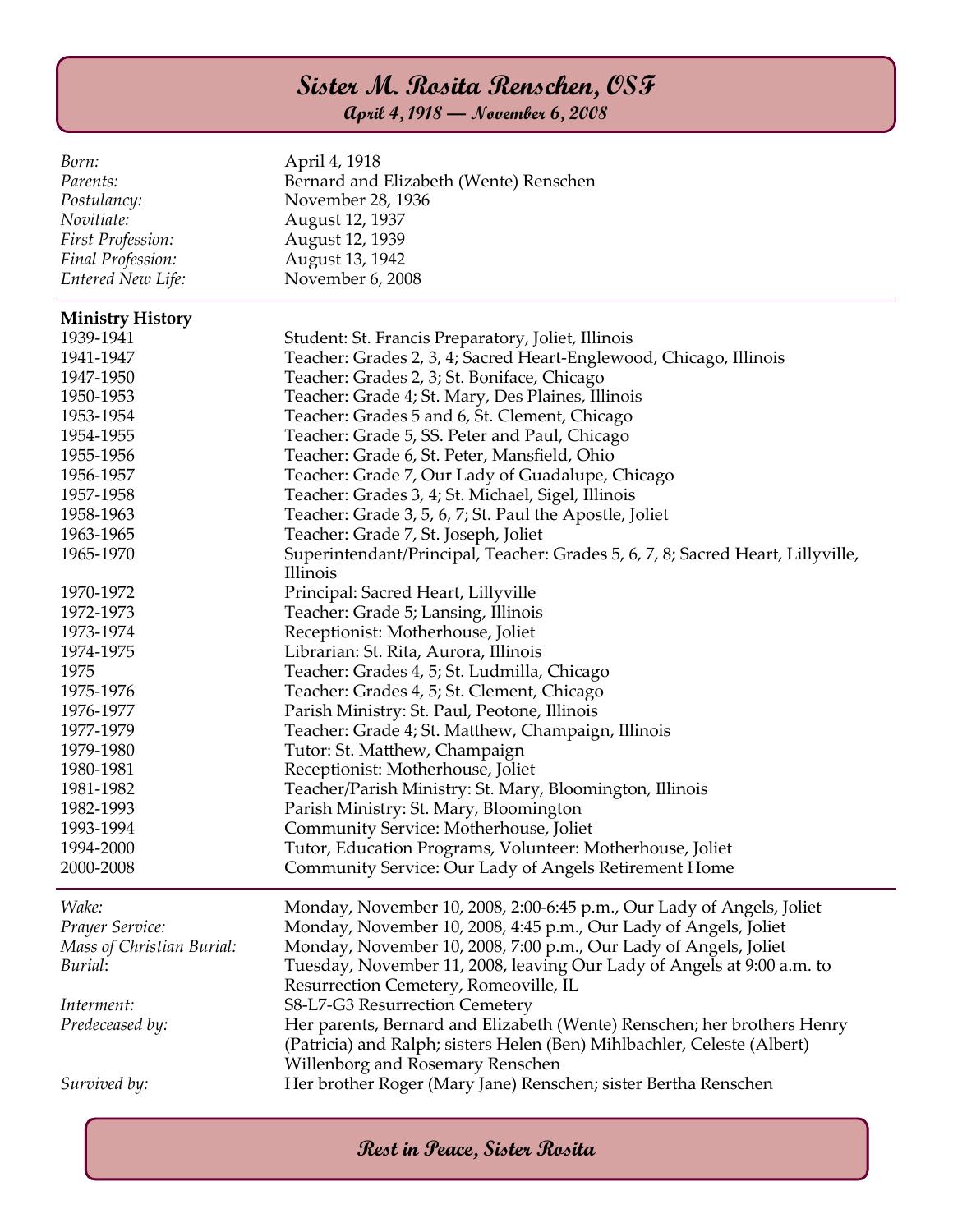# Sister M. Rosita Renschen, OSF

**April 4, 1918 — November 6, 2008**

| | |
|---|---|
| *Born:* | April 4, 1918 |
| *Parents:* | Bernard and Elizabeth (Wente) Renschen |
| *Postulancy:* | November 28, 1936 |
| *Novitiate:* | August 12, 1937 |
| *First Profession:* | August 12, 1939 |
| *Final Profession:* | August 13, 1942 |
| *Entered New Life:* | November 6, 2008 |

## Ministry History

| | |
|---|---|
| 1939-1941 | Student: St. Francis Preparatory, Joliet, Illinois |
| 1941-1947 | Teacher: Grades 2, 3, 4; Sacred Heart-Englewood, Chicago, Illinois |
| 1947-1950 | Teacher: Grades 2, 3; St. Boniface, Chicago |
| 1950-1953 | Teacher: Grade 4; St. Mary, Des Plaines, Illinois |
| 1953-1954 | Teacher: Grades 5 and 6, St. Clement, Chicago |
| 1954-1955 | Teacher: Grade 5, SS. Peter and Paul, Chicago |
| 1955-1956 | Teacher: Grade 6, St. Peter, Mansfield, Ohio |
| 1956-1957 | Teacher: Grade 7, Our Lady of Guadalupe, Chicago |
| 1957-1958 | Teacher: Grades 3, 4; St. Michael, Sigel, Illinois |
| 1958-1963 | Teacher: Grade 3, 5, 6, 7; St. Paul the Apostle, Joliet |
| 1963-1965 | Teacher: Grade 7, St. Joseph, Joliet |
| 1965-1970 | Superintendant/Principal, Teacher: Grades 5, 6, 7, 8; Sacred Heart, Lillyville, Illinois |
| 1970-1972 | Principal: Sacred Heart, Lillyville |
| 1972-1973 | Teacher: Grade 5; Lansing, Illinois |
| 1973-1974 | Receptionist: Motherhouse, Joliet |
| 1974-1975 | Librarian: St. Rita, Aurora, Illinois |
| 1975 | Teacher: Grades 4, 5; St. Ludmilla, Chicago |
| 1975-1976 | Teacher: Grades 4, 5; St. Clement, Chicago |
| 1976-1977 | Parish Ministry: St. Paul, Peotone, Illinois |
| 1977-1979 | Teacher: Grade 4; St. Matthew, Champaign, Illinois |
| 1979-1980 | Tutor: St. Matthew, Champaign |
| 1980-1981 | Receptionist: Motherhouse, Joliet |
| 1981-1982 | Teacher/Parish Ministry: St. Mary, Bloomington, Illinois |
| 1982-1993 | Parish Ministry: St. Mary, Bloomington |
| 1993-1994 | Community Service: Motherhouse, Joliet |
| 1994-2000 | Tutor, Education Programs, Volunteer: Motherhouse, Joliet |
| 2000-2008 | Community Service: Our Lady of Angels Retirement Home |

| | |
|---|---|
| *Wake:* | Monday, November 10, 2008, 2:00-6:45 p.m., Our Lady of Angels, Joliet |
| *Prayer Service:* | Monday, November 10, 2008, 4:45 p.m., Our Lady of Angels, Joliet |
| *Mass of Christian Burial:* | Monday, November 10, 2008, 7:00 p.m., Our Lady of Angels, Joliet |
| *Burial:* | Tuesday, November 11, 2008, leaving Our Lady of Angels at 9:00 a.m. to Resurrection Cemetery, Romeoville, IL |
| *Interment:* | S8-L7-G3 Resurrection Cemetery |
| *Predeceased by:* | Her parents, Bernard and Elizabeth (Wente) Renschen; her brothers Henry (Patricia) and Ralph; sisters Helen (Ben) Mihlbachler, Celeste (Albert) Willenborg and Rosemary Renschen |
| *Survived by:* | Her brother Roger (Mary Jane) Renschen; sister Bertha Renschen |

**Rest in Peace, Sister Rosita**